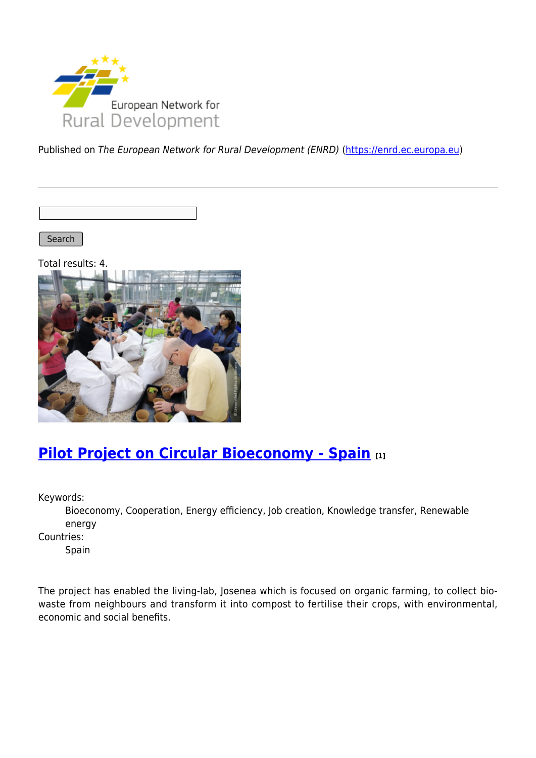Published on *The European Network for Rural Development (ENRD)* (https://enrd.ec.europa.eu)

Search

Total results: 4.

## Pilot Project on Circular Bioeconomy - Spain [1]

Keywords:
: Bioeconomy, Cooperation, Energy efficiency, Job creation, Knowledge transfer, Renewable energy

Countries:
: Spain

The project has enabled the living-lab, Josenea which is focused on organic farming, to collect bio-waste from neighbours and transform it into compost to fertilise their crops, with environmental, economic and social benefits.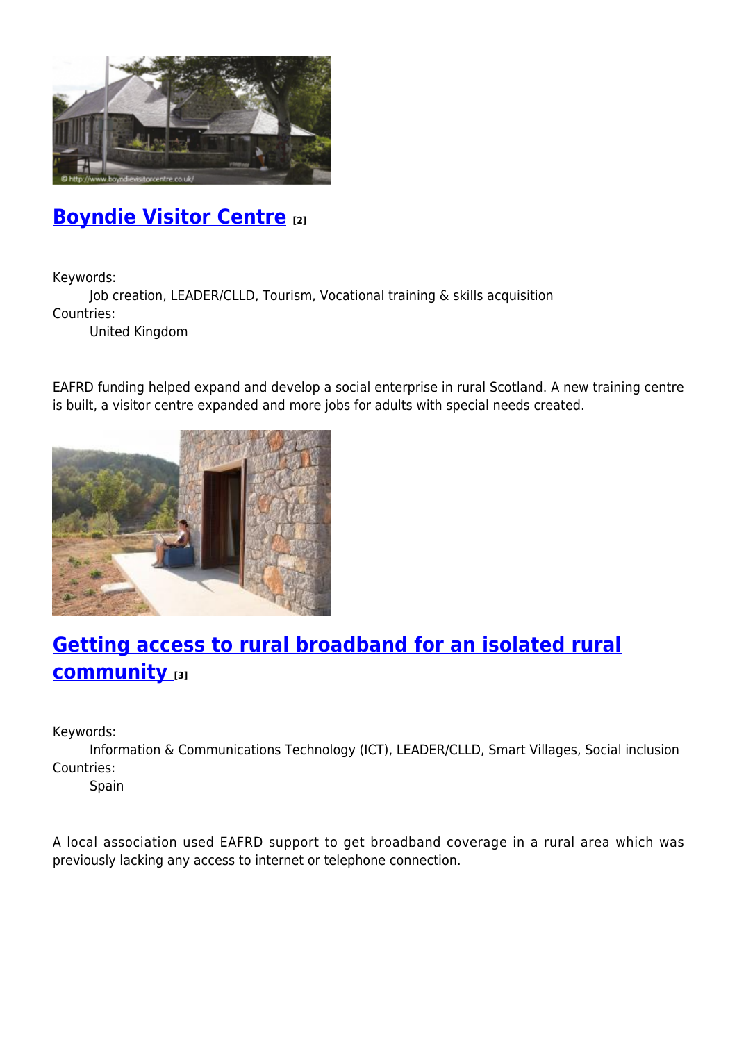## Boyndie Visitor Centre [2]

Keywords:
Job creation, LEADER/CLLD, Tourism, Vocational training & skills acquisition
Countries:
United Kingdom

EAFRD funding helped expand and develop a social enterprise in rural Scotland. A new training centre is built, a visitor centre expanded and more jobs for adults with special needs created.

## Getting access to rural broadband for an isolated rural community [3]

Keywords:
Information & Communications Technology (ICT), LEADER/CLLD, Smart Villages, Social inclusion
Countries:
Spain

A local association used EAFRD support to get broadband coverage in a rural area which was previously lacking any access to internet or telephone connection.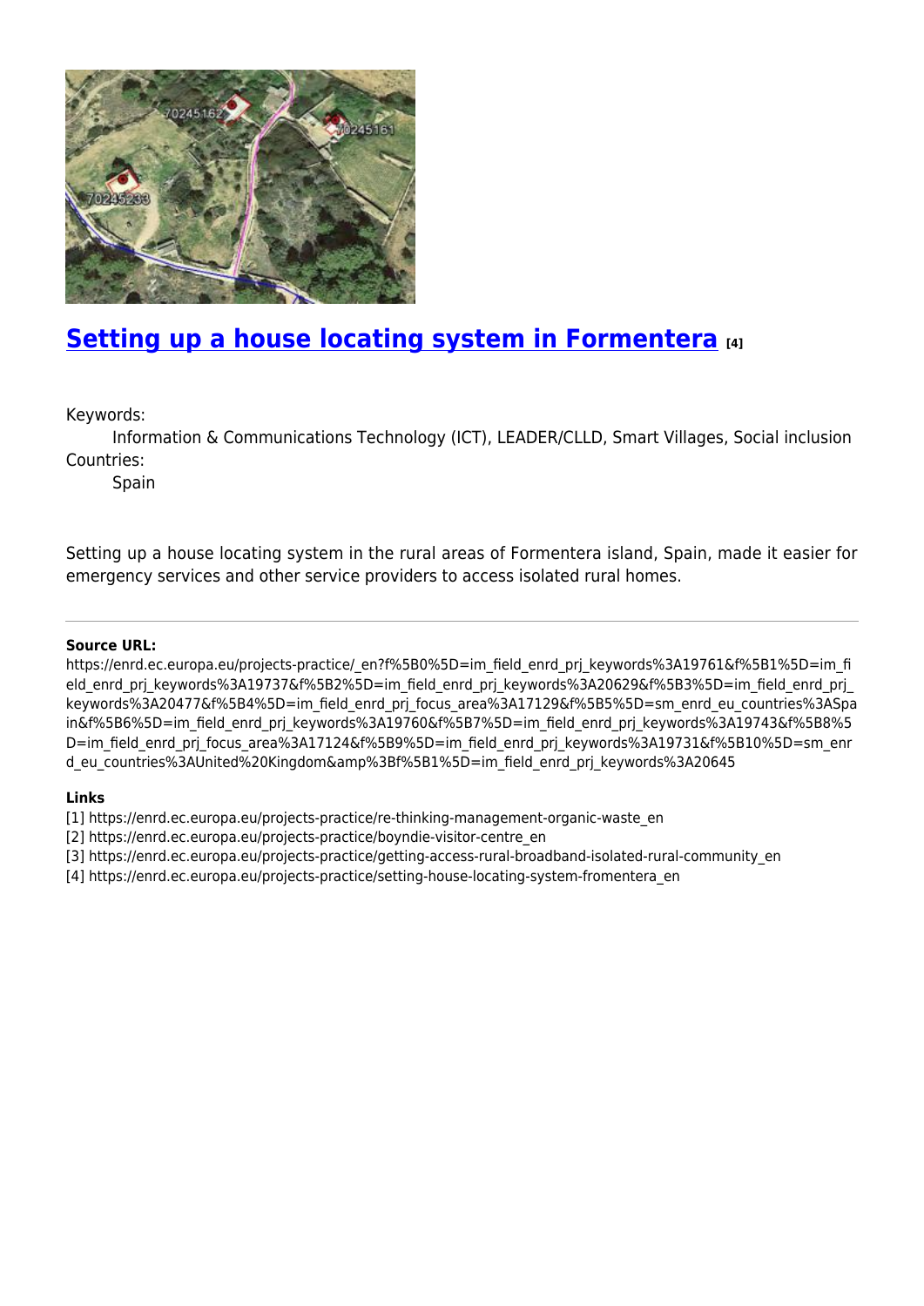## [Setting up a house locating system in Formentera](https://enrd.ec.europa.eu/projects-practice/setting-house-locating-system-fromentera_en) [4]

Keywords:
 Information & Communications Technology (ICT), LEADER/CLLD, Smart Villages, Social inclusion

Countries:
 Spain

Setting up a house locating system in the rural areas of Formentera island, Spain, made it easier for emergency services and other service providers to access isolated rural homes.

---

**Source URL:**
https://enrd.ec.europa.eu/projects-practice/_en?f%5B0%5D=im_field_enrd_prj_keywords%3A19761&f%5B1%5D=im_field_enrd_prj_keywords%3A19737&f%5B2%5D=im_field_enrd_prj_keywords%3A20629&f%5B3%5D=im_field_enrd_prj_keywords%3A20477&f%5B4%5D=im_field_enrd_prj_focus_area%3A17129&f%5B5%5D=sm_enrd_eu_countries%3ASpain&f%5B6%5D=im_field_enrd_prj_keywords%3A19760&f%5B7%5D=im_field_enrd_prj_keywords%3A19743&f%5B8%5D=im_field_enrd_prj_focus_area%3A17124&f%5B9%5D=im_field_enrd_prj_keywords%3A19731&f%5B10%5D=sm_enrd_eu_countries%3AUnited%20Kingdom&amp%3Bf%5B1%5D=im_field_enrd_prj_keywords%3A20645

**Links**

[1] https://enrd.ec.europa.eu/projects-practice/re-thinking-management-organic-waste_en
[2] https://enrd.ec.europa.eu/projects-practice/boyndie-visitor-centre_en
[3] https://enrd.ec.europa.eu/projects-practice/getting-access-rural-broadband-isolated-rural-community_en
[4] https://enrd.ec.europa.eu/projects-practice/setting-house-locating-system-fromentera_en